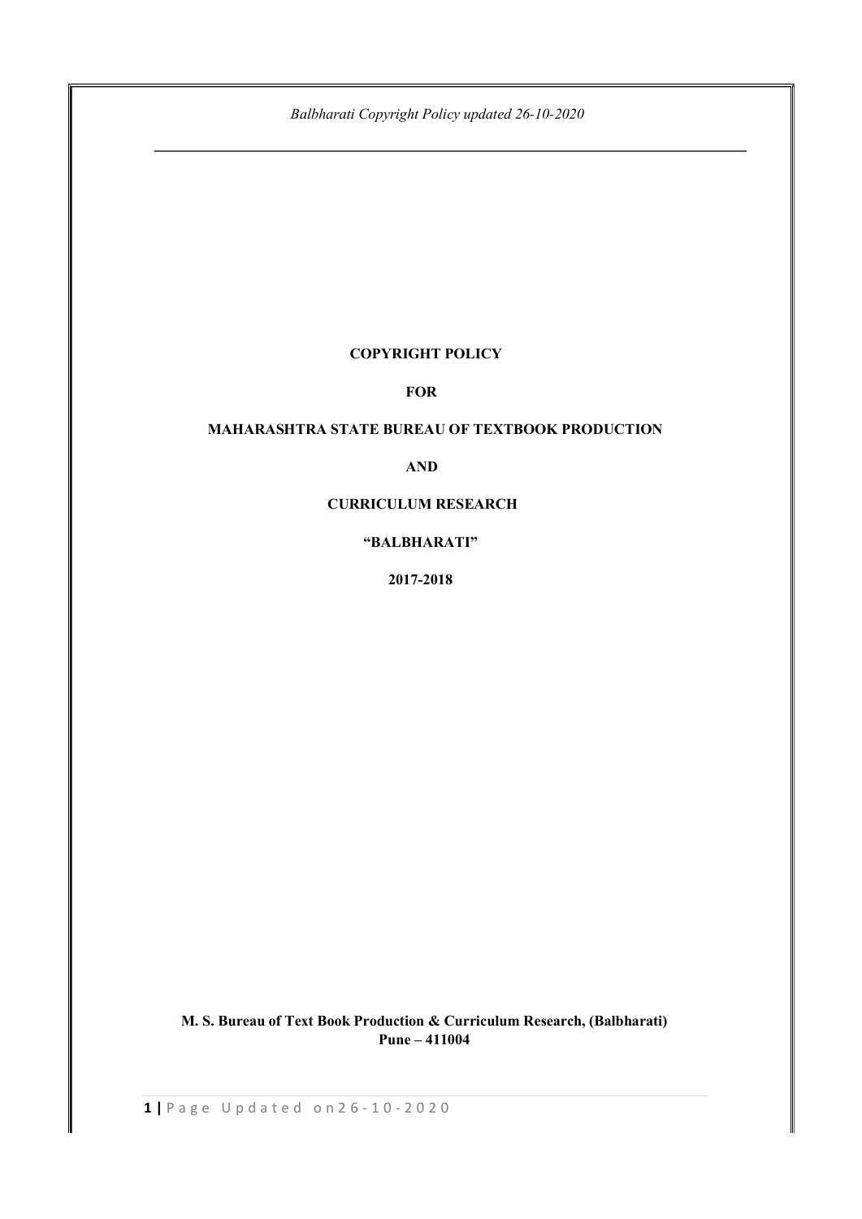# COPYRIGHT POLICY

# FOR

# MAHARASHTRA STATE BUREAU OF TEXTBOOK PRODUCTION

# AND

# CURRICULUM RESEARCH

# "BALBHARATI"

# 2017-2018

**M. S. Bureau of Text Book Production & Curriculum Research, (Balbharati)**
**Pune – 411004**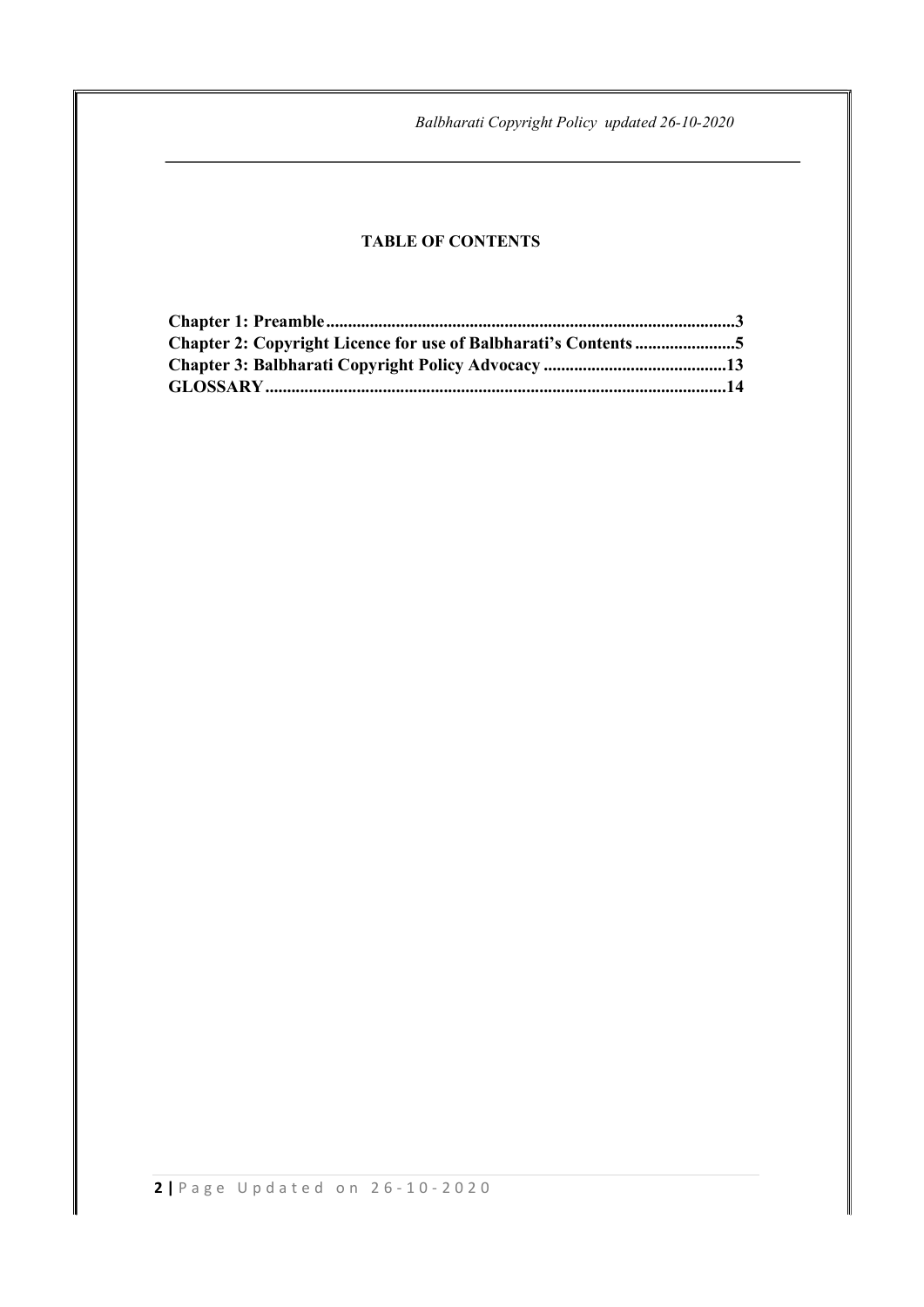**TABLE OF CONTENTS**

**Chapter 1: Preamble............................................................................................3**
**Chapter 2: Copyright Licence for use of Balbharati's Contents.......................5**
**Chapter 3: Balbharati Copyright Policy Advocacy ..........................................13**
**GLOSSARY.........................................................................................................14**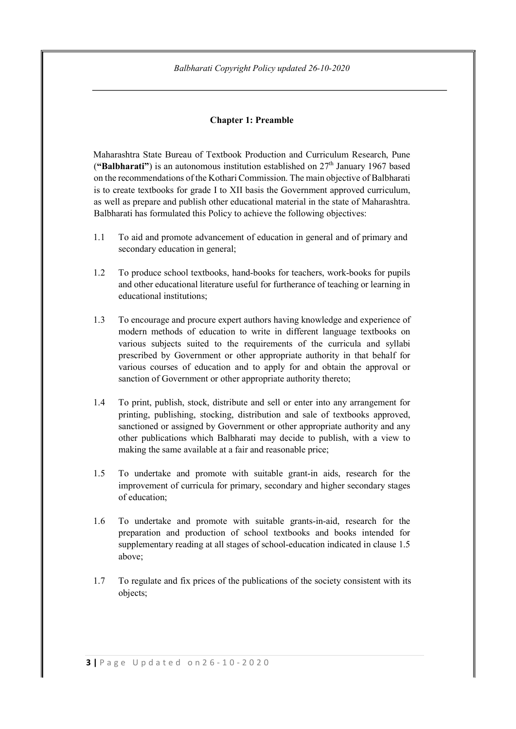## Chapter 1: Preamble

Maharashtra State Bureau of Textbook Production and Curriculum Research, Pune (**"Balbharati"**) is an autonomous institution established on 27th January 1967 based on the recommendations of the Kothari Commission. The main objective of Balbharati is to create textbooks for grade I to XII basis the Government approved curriculum, as well as prepare and publish other educational material in the state of Maharashtra. Balbharati has formulated this Policy to achieve the following objectives:

1.1 To aid and promote advancement of education in general and of primary and secondary education in general;

1.2 To produce school textbooks, hand-books for teachers, work-books for pupils and other educational literature useful for furtherance of teaching or learning in educational institutions;

1.3 To encourage and procure expert authors having knowledge and experience of modern methods of education to write in different language textbooks on various subjects suited to the requirements of the curricula and syllabi prescribed by Government or other appropriate authority in that behalf for various courses of education and to apply for and obtain the approval or sanction of Government or other appropriate authority thereto;

1.4 To print, publish, stock, distribute and sell or enter into any arrangement for printing, publishing, stocking, distribution and sale of textbooks approved, sanctioned or assigned by Government or other appropriate authority and any other publications which Balbharati may decide to publish, with a view to making the same available at a fair and reasonable price;

1.5 To undertake and promote with suitable grant-in aids, research for the improvement of curricula for primary, secondary and higher secondary stages of education;

1.6 To undertake and promote with suitable grants-in-aid, research for the preparation and production of school textbooks and books intended for supplementary reading at all stages of school-education indicated in clause 1.5 above;

1.7 To regulate and fix prices of the publications of the society consistent with its objects;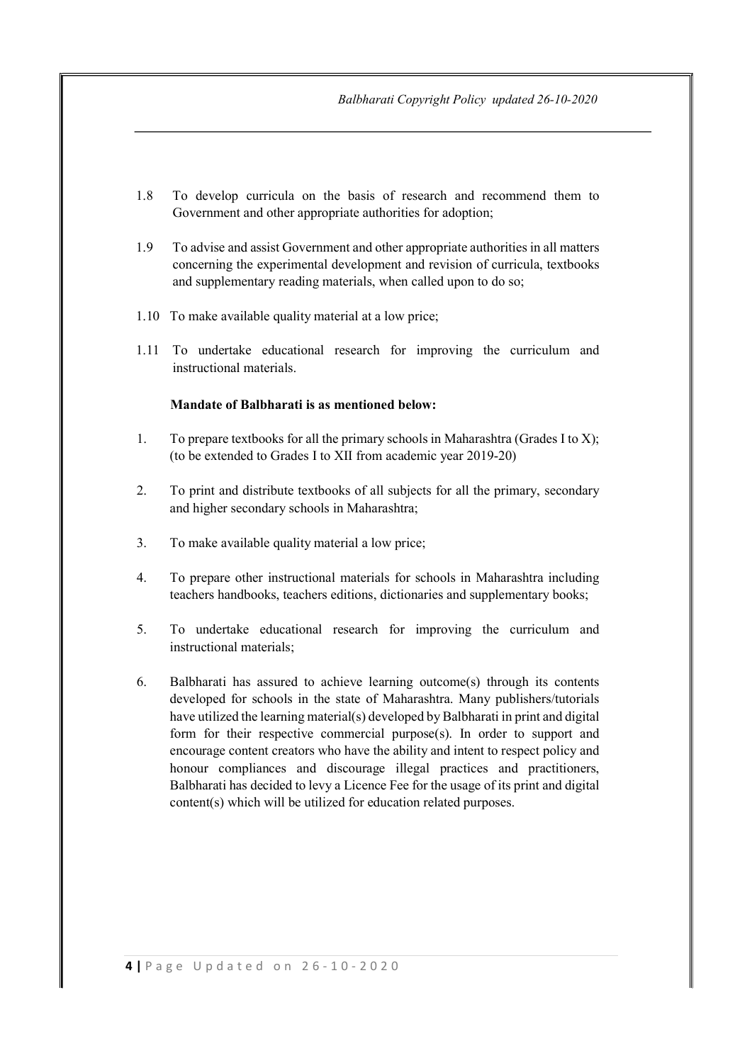1.8 To develop curricula on the basis of research and recommend them to Government and other appropriate authorities for adoption;

1.9 To advise and assist Government and other appropriate authorities in all matters concerning the experimental development and revision of curricula, textbooks and supplementary reading materials, when called upon to do so;

1.10 To make available quality material at a low price;

1.11 To undertake educational research for improving the curriculum and instructional materials.

**Mandate of Balbharati is as mentioned below:**

1. To prepare textbooks for all the primary schools in Maharashtra (Grades I to X); (to be extended to Grades I to XII from academic year 2019-20)

2. To print and distribute textbooks of all subjects for all the primary, secondary and higher secondary schools in Maharashtra;

3. To make available quality material a low price;

4. To prepare other instructional materials for schools in Maharashtra including teachers handbooks, teachers editions, dictionaries and supplementary books;

5. To undertake educational research for improving the curriculum and instructional materials;

6. Balbharati has assured to achieve learning outcome(s) through its contents developed for schools in the state of Maharashtra. Many publishers/tutorials have utilized the learning material(s) developed by Balbharati in print and digital form for their respective commercial purpose(s). In order to support and encourage content creators who have the ability and intent to respect policy and honour compliances and discourage illegal practices and practitioners, Balbharati has decided to levy a Licence Fee for the usage of its print and digital content(s) which will be utilized for education related purposes.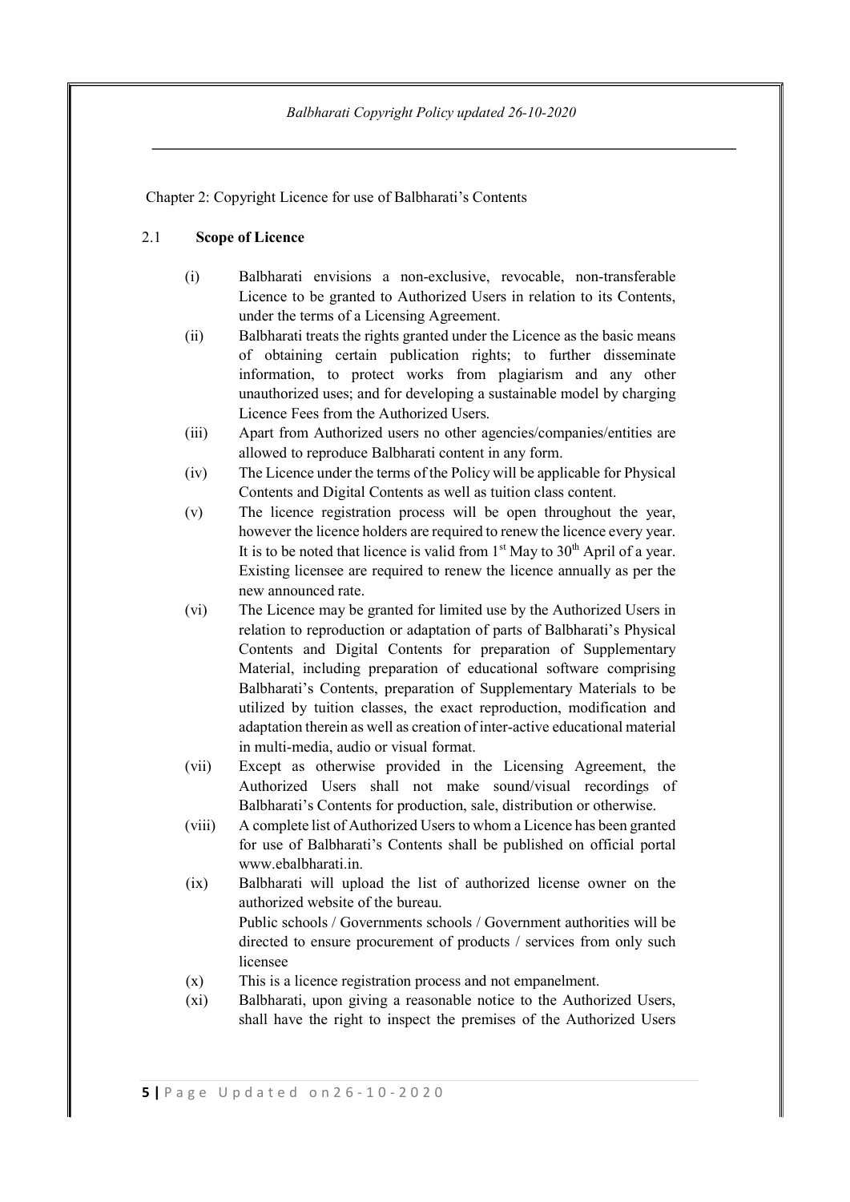Chapter 2: Copyright Licence for use of Balbharati's Contents

## 2.1 Scope of Licence

(i) Balbharati envisions a non-exclusive, revocable, non-transferable Licence to be granted to Authorized Users in relation to its Contents, under the terms of a Licensing Agreement.

(ii) Balbharati treats the rights granted under the Licence as the basic means of obtaining certain publication rights; to further disseminate information, to protect works from plagiarism and any other unauthorized uses; and for developing a sustainable model by charging Licence Fees from the Authorized Users.

(iii) Apart from Authorized users no other agencies/companies/entities are allowed to reproduce Balbharati content in any form.

(iv) The Licence under the terms of the Policy will be applicable for Physical Contents and Digital Contents as well as tuition class content.

(v) The licence registration process will be open throughout the year, however the licence holders are required to renew the licence every year. It is to be noted that licence is valid from 1st May to 30th April of a year. Existing licensee are required to renew the licence annually as per the new announced rate.

(vi) The Licence may be granted for limited use by the Authorized Users in relation to reproduction or adaptation of parts of Balbharati's Physical Contents and Digital Contents for preparation of Supplementary Material, including preparation of educational software comprising Balbharati's Contents, preparation of Supplementary Materials to be utilized by tuition classes, the exact reproduction, modification and adaptation therein as well as creation of inter-active educational material in multi-media, audio or visual format.

(vii) Except as otherwise provided in the Licensing Agreement, the Authorized Users shall not make sound/visual recordings of Balbharati's Contents for production, sale, distribution or otherwise.

(viii) A complete list of Authorized Users to whom a Licence has been granted for use of Balbharati's Contents shall be published on official portal www.ebalbharati.in.

(ix) Balbharati will upload the list of authorized license owner on the authorized website of the bureau.
Public schools / Governments schools / Government authorities will be directed to ensure procurement of products / services from only such licensee

(x) This is a licence registration process and not empanelment.

(xi) Balbharati, upon giving a reasonable notice to the Authorized Users, shall have the right to inspect the premises of the Authorized Users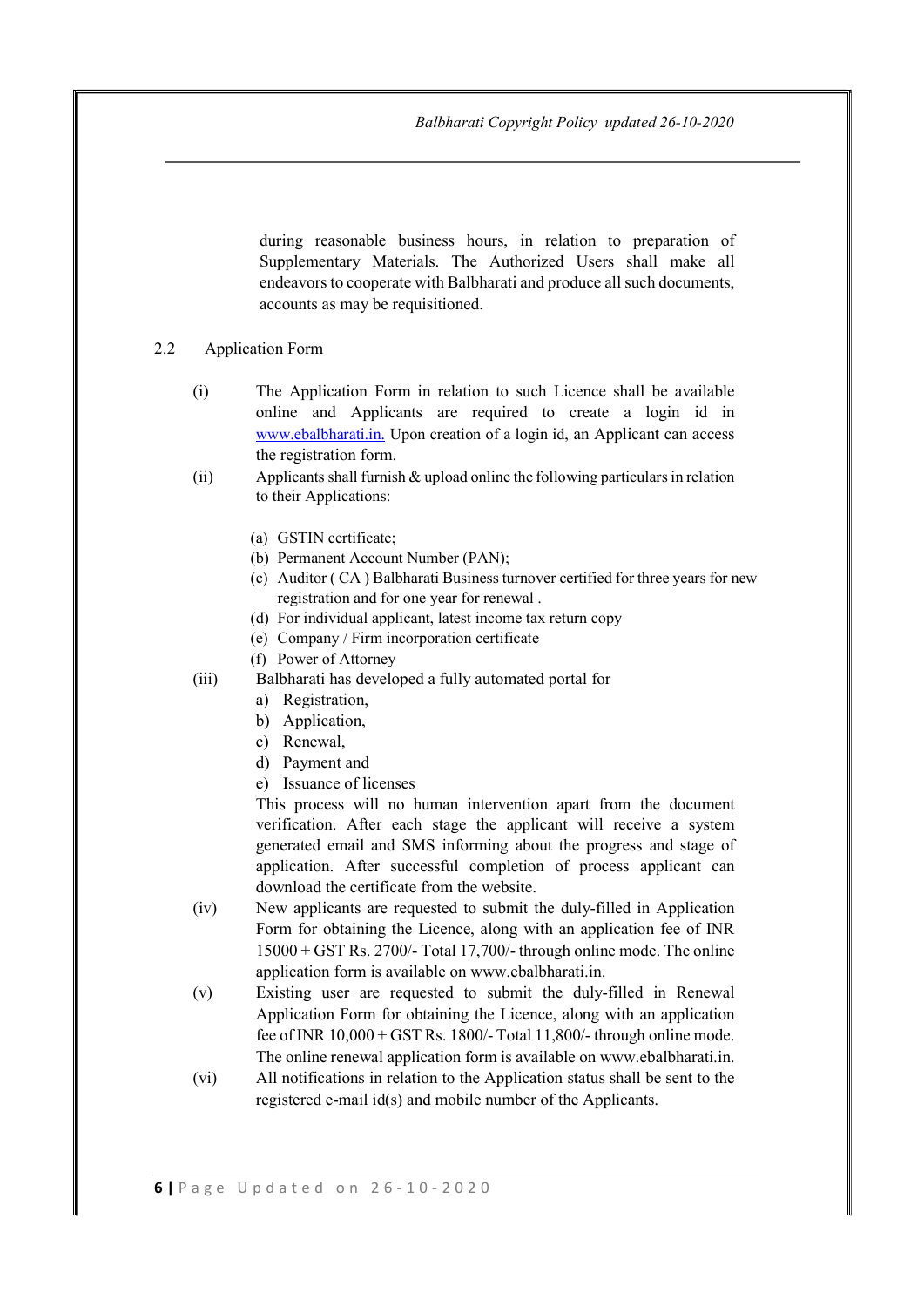during reasonable business hours, in relation to preparation of Supplementary Materials. The Authorized Users shall make all endeavors to cooperate with Balbharati and produce all such documents, accounts as may be requisitioned.

2.2 Application Form

(i) The Application Form in relation to such Licence shall be available online and Applicants are required to create a login id in www.ebalbharati.in. Upon creation of a login id, an Applicant can access the registration form.

(ii) Applicants shall furnish & upload online the following particulars in relation to their Applications:

   (a) GSTIN certificate;
   (b) Permanent Account Number (PAN);
   (c) Auditor ( CA ) Balbharati Business turnover certified for three years for new registration and for one year for renewal .
   (d) For individual applicant, latest income tax return copy
   (e) Company / Firm incorporation certificate
   (f) Power of Attorney

(iii) Balbharati has developed a fully automated portal for

   a) Registration,
   b) Application,
   c) Renewal,
   d) Payment and
   e) Issuance of licenses

   This process will no human intervention apart from the document verification. After each stage the applicant will receive a system generated email and SMS informing about the progress and stage of application. After successful completion of process applicant can download the certificate from the website.

(iv) New applicants are requested to submit the duly-filled in Application Form for obtaining the Licence, along with an application fee of INR 15000 + GST Rs. 2700/- Total 17,700/- through online mode. The online application form is available on www.ebalbharati.in.

(v) Existing user are requested to submit the duly-filled in Renewal Application Form for obtaining the Licence, along with an application fee of INR 10,000 + GST Rs. 1800/- Total 11,800/- through online mode. The online renewal application form is available on www.ebalbharati.in.

(vi) All notifications in relation to the Application status shall be sent to the registered e-mail id(s) and mobile number of the Applicants.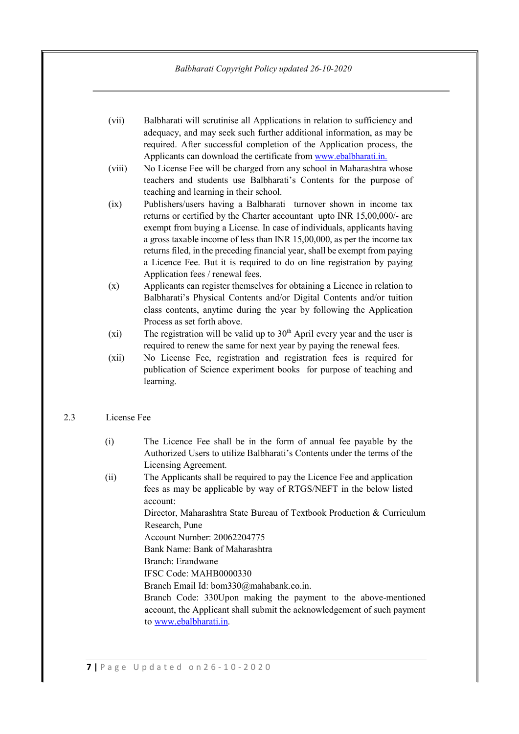(vii) Balbharati will scrutinise all Applications in relation to sufficiency and adequacy, and may seek such further additional information, as may be required. After successful completion of the Application process, the Applicants can download the certificate from www.ebalbharati.in.

(viii) No License Fee will be charged from any school in Maharashtra whose teachers and students use Balbharati's Contents for the purpose of teaching and learning in their school.

(ix) Publishers/users having a Balbharati turnover shown in income tax returns or certified by the Charter accountant upto INR 15,00,000/- are exempt from buying a License. In case of individuals, applicants having a gross taxable income of less than INR 15,00,000, as per the income tax returns filed, in the preceding financial year, shall be exempt from paying a Licence Fee. But it is required to do on line registration by paying Application fees / renewal fees.

(x) Applicants can register themselves for obtaining a Licence in relation to Balbharati's Physical Contents and/or Digital Contents and/or tuition class contents, anytime during the year by following the Application Process as set forth above.

(xi) The registration will be valid up to 30th April every year and the user is required to renew the same for next year by paying the renewal fees.

(xii) No License Fee, registration and registration fees is required for publication of Science experiment books for purpose of teaching and learning.

2.3 License Fee

(i) The Licence Fee shall be in the form of annual fee payable by the Authorized Users to utilize Balbharati's Contents under the terms of the Licensing Agreement.

(ii) The Applicants shall be required to pay the Licence Fee and application fees as may be applicable by way of RTGS/NEFT in the below listed account:
Director, Maharashtra State Bureau of Textbook Production & Curriculum Research, Pune
Account Number: 20062204775
Bank Name: Bank of Maharashtra
Branch: Erandwane
IFSC Code: MAHB0000330
Branch Email Id: bom330@mahabank.co.in.
Branch Code: 330Upon making the payment to the above-mentioned account, the Applicant shall submit the acknowledgement of such payment to www.ebalbharati.in.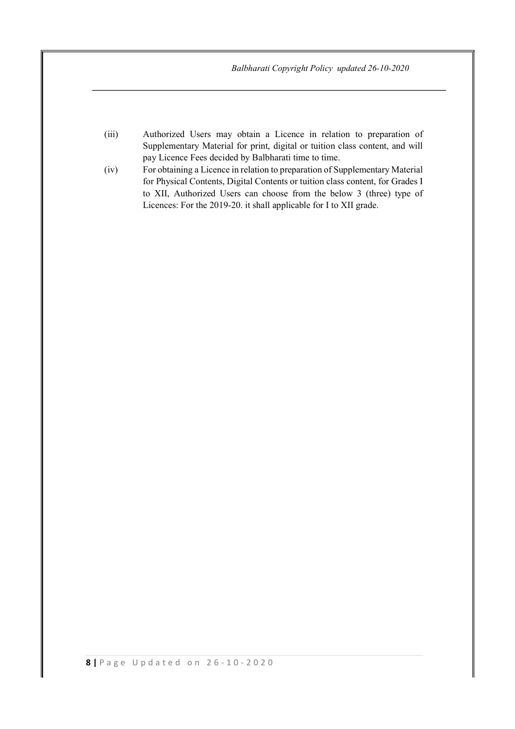(iii) Authorized Users may obtain a Licence in relation to preparation of Supplementary Material for print, digital or tuition class content, and will pay Licence Fees decided by Balbharati time to time.

(iv) For obtaining a Licence in relation to preparation of Supplementary Material for Physical Contents, Digital Contents or tuition class content, for Grades I to XII, Authorized Users can choose from the below 3 (three) type of Licences: For the 2019-20. it shall applicable for I to XII grade.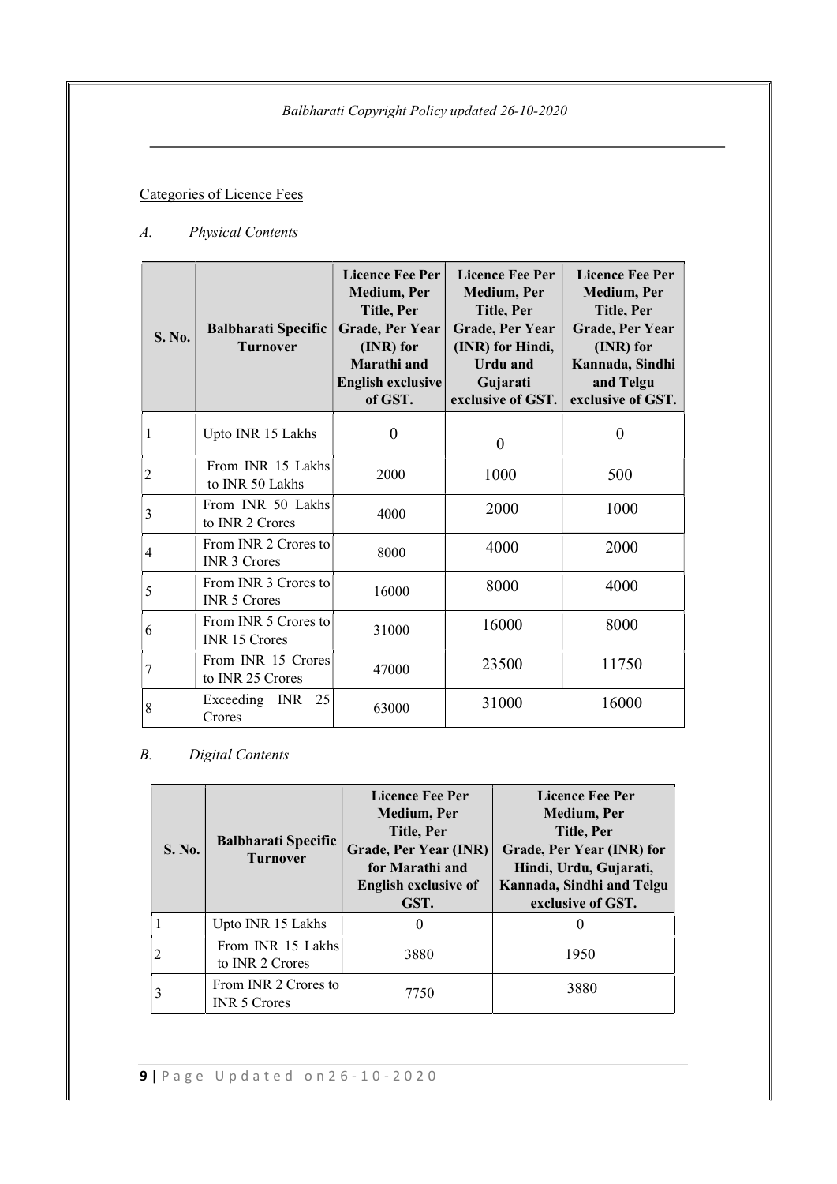Categories of Licence Fees

*A. Physical Contents*

| S. No. | Balbharati Specific Turnover | Licence Fee Per Medium, Per Title, Per Grade, Per Year (INR) for Marathi and English exclusive of GST. | Licence Fee Per Medium, Per Title, Per Grade, Per Year (INR) for Hindi, Urdu and Gujarati exclusive of GST. | Licence Fee Per Medium, Per Title, Per Grade, Per Year (INR) for Kannada, Sindhi and Telgu exclusive of GST. |
|---|---|---|---|---|
| 1 | Upto INR 15 Lakhs | 0 | 0 | 0 |
| 2 | From INR 15 Lakhs to INR 50 Lakhs | 2000 | 1000 | 500 |
| 3 | From INR 50 Lakhs to INR 2 Crores | 4000 | 2000 | 1000 |
| 4 | From INR 2 Crores to INR 3 Crores | 8000 | 4000 | 2000 |
| 5 | From INR 3 Crores to INR 5 Crores | 16000 | 8000 | 4000 |
| 6 | From INR 5 Crores to INR 15 Crores | 31000 | 16000 | 8000 |
| 7 | From INR 15 Crores to INR 25 Crores | 47000 | 23500 | 11750 |
| 8 | Exceeding INR 25 Crores | 63000 | 31000 | 16000 |

*B. Digital Contents*

| S. No. | Balbharati Specific Turnover | Licence Fee Per Medium, Per Title, Per Grade, Per Year (INR) for Marathi and English exclusive of GST. | Licence Fee Per Medium, Per Title, Per Grade, Per Year (INR) for Hindi, Urdu, Gujarati, Kannada, Sindhi and Telgu exclusive of GST. |
|---|---|---|---|
| 1 | Upto INR 15 Lakhs | 0 | 0 |
| 2 | From INR 15 Lakhs to INR 2 Crores | 3880 | 1950 |
| 3 | From INR 2 Crores to INR 5 Crores | 7750 | 3880 |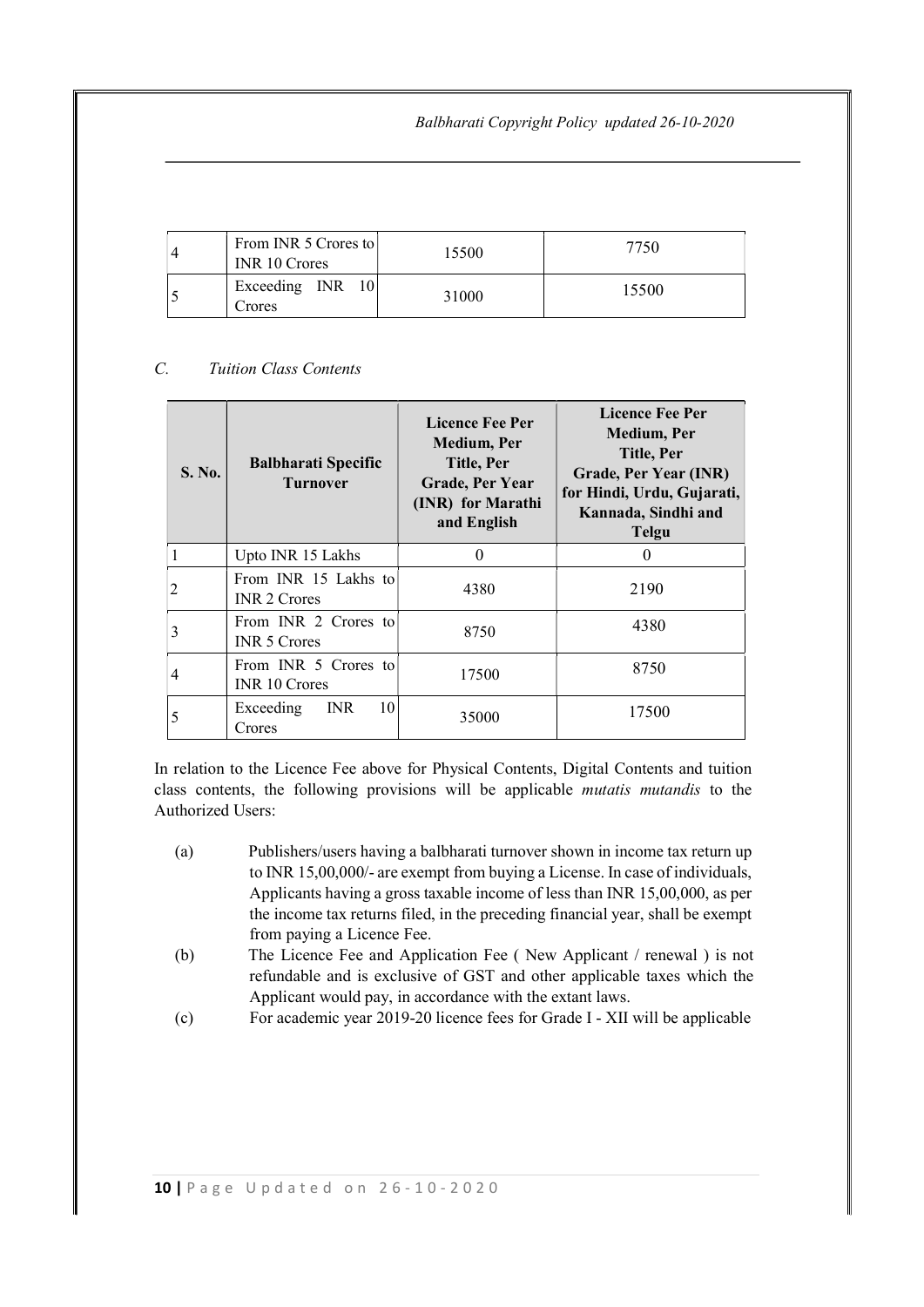| | | | |
|---|---|---|---|
| 4 | From INR 5 Crores to INR 10 Crores | 15500 | 7750 |
| 5 | Exceeding INR 10 Crores | 31000 | 15500 |

*C. Tuition Class Contents*

| S. No. | Balbharati Specific Turnover | Licence Fee Per Medium, Per Title, Per Grade, Per Year (INR) for Marathi and English | Licence Fee Per Medium, Per Title, Per Grade, Per Year (INR) for Hindi, Urdu, Gujarati, Kannada, Sindhi and Telgu |
|---|---|---|---|
| 1 | Upto INR 15 Lakhs | 0 | 0 |
| 2 | From INR 15 Lakhs to INR 2 Crores | 4380 | 2190 |
| 3 | From INR 2 Crores to INR 5 Crores | 8750 | 4380 |
| 4 | From INR 5 Crores to INR 10 Crores | 17500 | 8750 |
| 5 | Exceeding INR 10 Crores | 35000 | 17500 |

In relation to the Licence Fee above for Physical Contents, Digital Contents and tuition class contents, the following provisions will be applicable *mutatis mutandis* to the Authorized Users:

(a) Publishers/users having a balbharati turnover shown in income tax return up to INR 15,00,000/- are exempt from buying a License. In case of individuals, Applicants having a gross taxable income of less than INR 15,00,000, as per the income tax returns filed, in the preceding financial year, shall be exempt from paying a Licence Fee.

(b) The Licence Fee and Application Fee ( New Applicant / renewal ) is not refundable and is exclusive of GST and other applicable taxes which the Applicant would pay, in accordance with the extant laws.

(c) For academic year 2019-20 licence fees for Grade I - XII will be applicable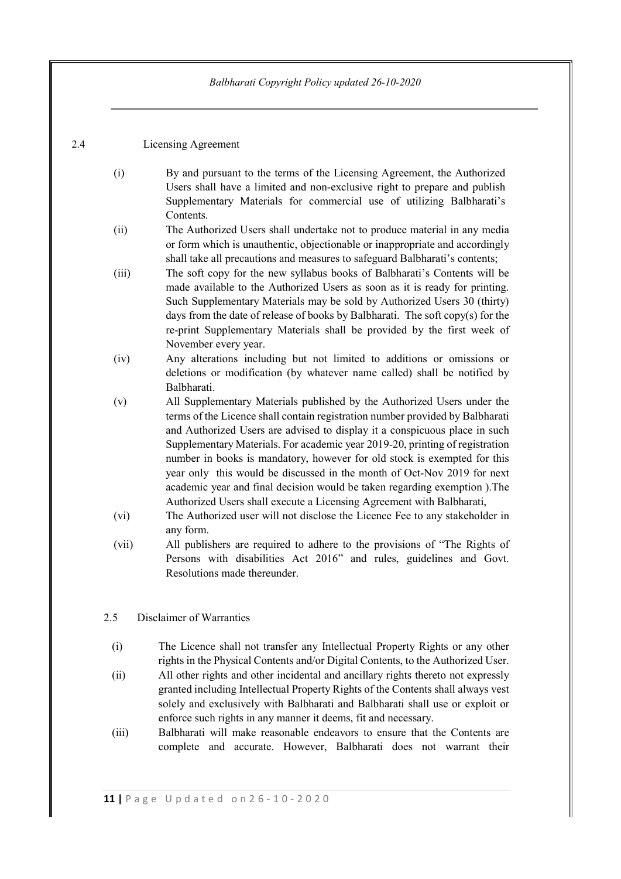## 2.4 Licensing Agreement

(i) By and pursuant to the terms of the Licensing Agreement, the Authorized Users shall have a limited and non-exclusive right to prepare and publish Supplementary Materials for commercial use of utilizing Balbharati's Contents.

(ii) The Authorized Users shall undertake not to produce material in any media or form which is unauthentic, objectionable or inappropriate and accordingly shall take all precautions and measures to safeguard Balbharati's contents;

(iii) The soft copy for the new syllabus books of Balbharati's Contents will be made available to the Authorized Users as soon as it is ready for printing. Such Supplementary Materials may be sold by Authorized Users 30 (thirty) days from the date of release of books by Balbharati. The soft copy(s) for the re-print Supplementary Materials shall be provided by the first week of November every year.

(iv) Any alterations including but not limited to additions or omissions or deletions or modification (by whatever name called) shall be notified by Balbharati.

(v) All Supplementary Materials published by the Authorized Users under the terms of the Licence shall contain registration number provided by Balbharati and Authorized Users are advised to display it a conspicuous place in such Supplementary Materials. For academic year 2019-20, printing of registration number in books is mandatory, however for old stock is exempted for this year only this would be discussed in the month of Oct-Nov 2019 for next academic year and final decision would be taken regarding exemption ).The Authorized Users shall execute a Licensing Agreement with Balbharati,

(vi) The Authorized user will not disclose the Licence Fee to any stakeholder in any form.

(vii) All publishers are required to adhere to the provisions of "The Rights of Persons with disabilities Act 2016" and rules, guidelines and Govt. Resolutions made thereunder.

## 2.5 Disclaimer of Warranties

(i) The Licence shall not transfer any Intellectual Property Rights or any other rights in the Physical Contents and/or Digital Contents, to the Authorized User.

(ii) All other rights and other incidental and ancillary rights thereto not expressly granted including Intellectual Property Rights of the Contents shall always vest solely and exclusively with Balbharati and Balbharati shall use or exploit or enforce such rights in any manner it deems, fit and necessary.

(iii) Balbharati will make reasonable endeavors to ensure that the Contents are complete and accurate. However, Balbharati does not warrant their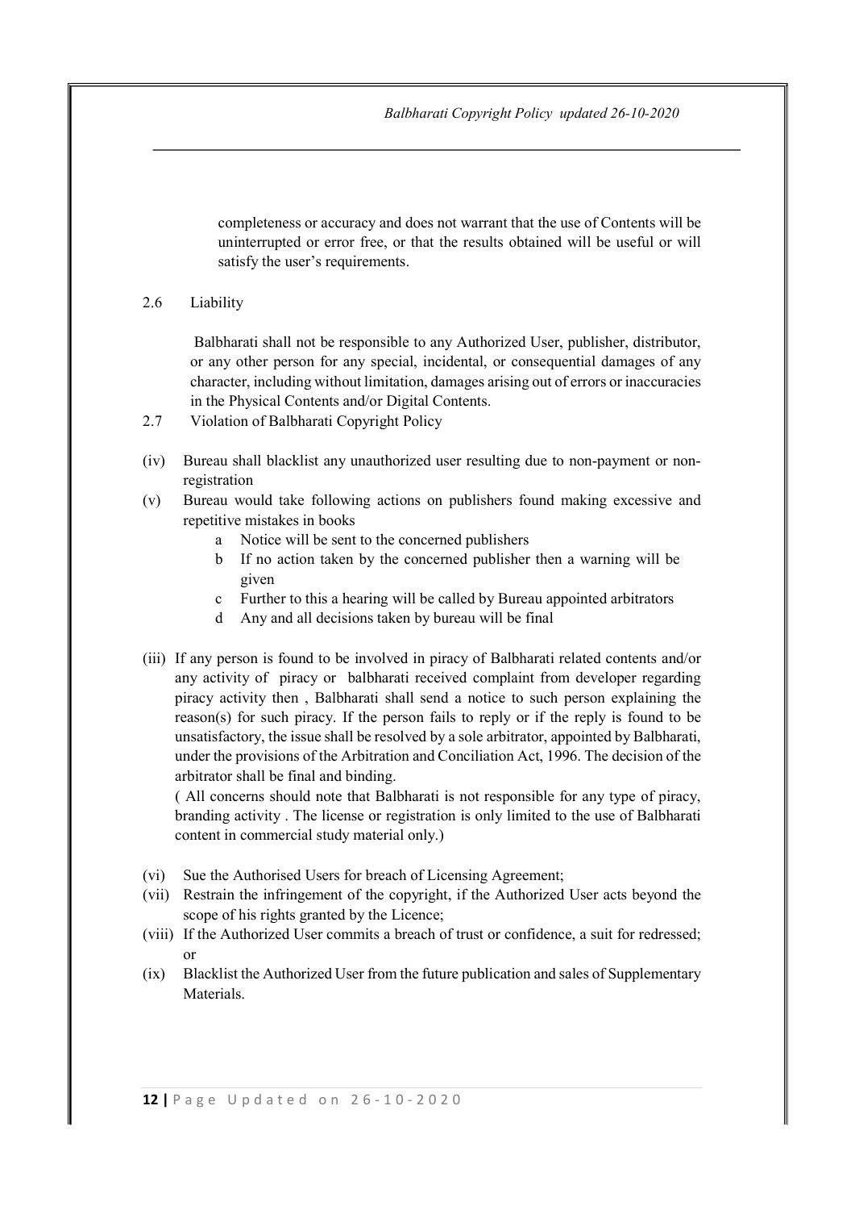completeness or accuracy and does not warrant that the use of Contents will be uninterrupted or error free, or that the results obtained will be useful or will satisfy the user's requirements.

2.6 Liability

Balbharati shall not be responsible to any Authorized User, publisher, distributor, or any other person for any special, incidental, or consequential damages of any character, including without limitation, damages arising out of errors or inaccuracies in the Physical Contents and/or Digital Contents.

2.7 Violation of Balbharati Copyright Policy

(iv) Bureau shall blacklist any unauthorized user resulting due to non-payment or non-registration

(v) Bureau would take following actions on publishers found making excessive and repetitive mistakes in books

    a Notice will be sent to the concerned publishers
    b If no action taken by the concerned publisher then a warning will be given
    c Further to this a hearing will be called by Bureau appointed arbitrators
    d Any and all decisions taken by bureau will be final

(iii) If any person is found to be involved in piracy of Balbharati related contents and/or any activity of piracy or balbharati received complaint from developer regarding piracy activity then , Balbharati shall send a notice to such person explaining the reason(s) for such piracy. If the person fails to reply or if the reply is found to be unsatisfactory, the issue shall be resolved by a sole arbitrator, appointed by Balbharati, under the provisions of the Arbitration and Conciliation Act, 1996. The decision of the arbitrator shall be final and binding.

( All concerns should note that Balbharati is not responsible for any type of piracy, branding activity . The license or registration is only limited to the use of Balbharati content in commercial study material only.)

(vi) Sue the Authorised Users for breach of Licensing Agreement;

(vii) Restrain the infringement of the copyright, if the Authorized User acts beyond the scope of his rights granted by the Licence;

(viii) If the Authorized User commits a breach of trust or confidence, a suit for redressed; or

(ix) Blacklist the Authorized User from the future publication and sales of Supplementary Materials.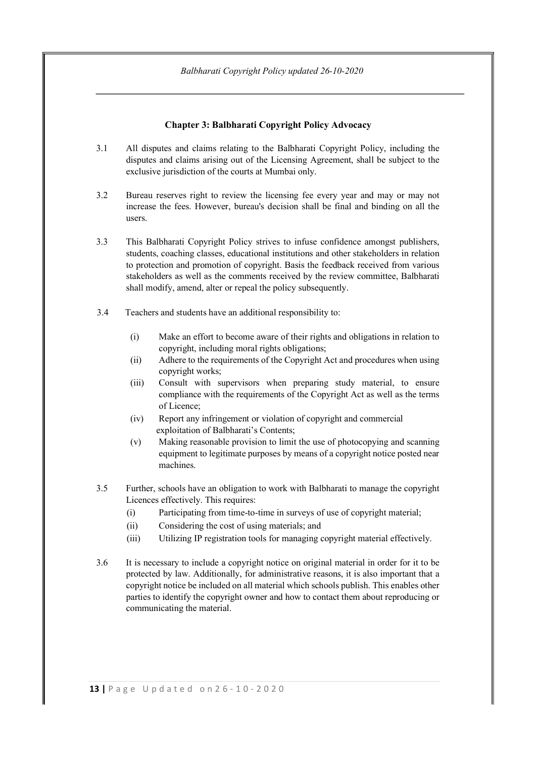## Chapter 3: Balbharati Copyright Policy Advocacy

3.1 All disputes and claims relating to the Balbharati Copyright Policy, including the disputes and claims arising out of the Licensing Agreement, shall be subject to the exclusive jurisdiction of the courts at Mumbai only.

3.2 Bureau reserves right to review the licensing fee every year and may or may not increase the fees. However, bureau's decision shall be final and binding on all the users.

3.3 This Balbharati Copyright Policy strives to infuse confidence amongst publishers, students, coaching classes, educational institutions and other stakeholders in relation to protection and promotion of copyright. Basis the feedback received from various stakeholders as well as the comments received by the review committee, Balbharati shall modify, amend, alter or repeal the policy subsequently.

3.4 Teachers and students have an additional responsibility to:

- (i) Make an effort to become aware of their rights and obligations in relation to copyright, including moral rights obligations;
- (ii) Adhere to the requirements of the Copyright Act and procedures when using copyright works;
- (iii) Consult with supervisors when preparing study material, to ensure compliance with the requirements of the Copyright Act as well as the terms of Licence;
- (iv) Report any infringement or violation of copyright and commercial exploitation of Balbharati's Contents;
- (v) Making reasonable provision to limit the use of photocopying and scanning equipment to legitimate purposes by means of a copyright notice posted near machines.

3.5 Further, schools have an obligation to work with Balbharati to manage the copyright Licences effectively. This requires:

- (i) Participating from time-to-time in surveys of use of copyright material;
- (ii) Considering the cost of using materials; and
- (iii) Utilizing IP registration tools for managing copyright material effectively.

3.6 It is necessary to include a copyright notice on original material in order for it to be protected by law. Additionally, for administrative reasons, it is also important that a copyright notice be included on all material which schools publish. This enables other parties to identify the copyright owner and how to contact them about reproducing or communicating the material.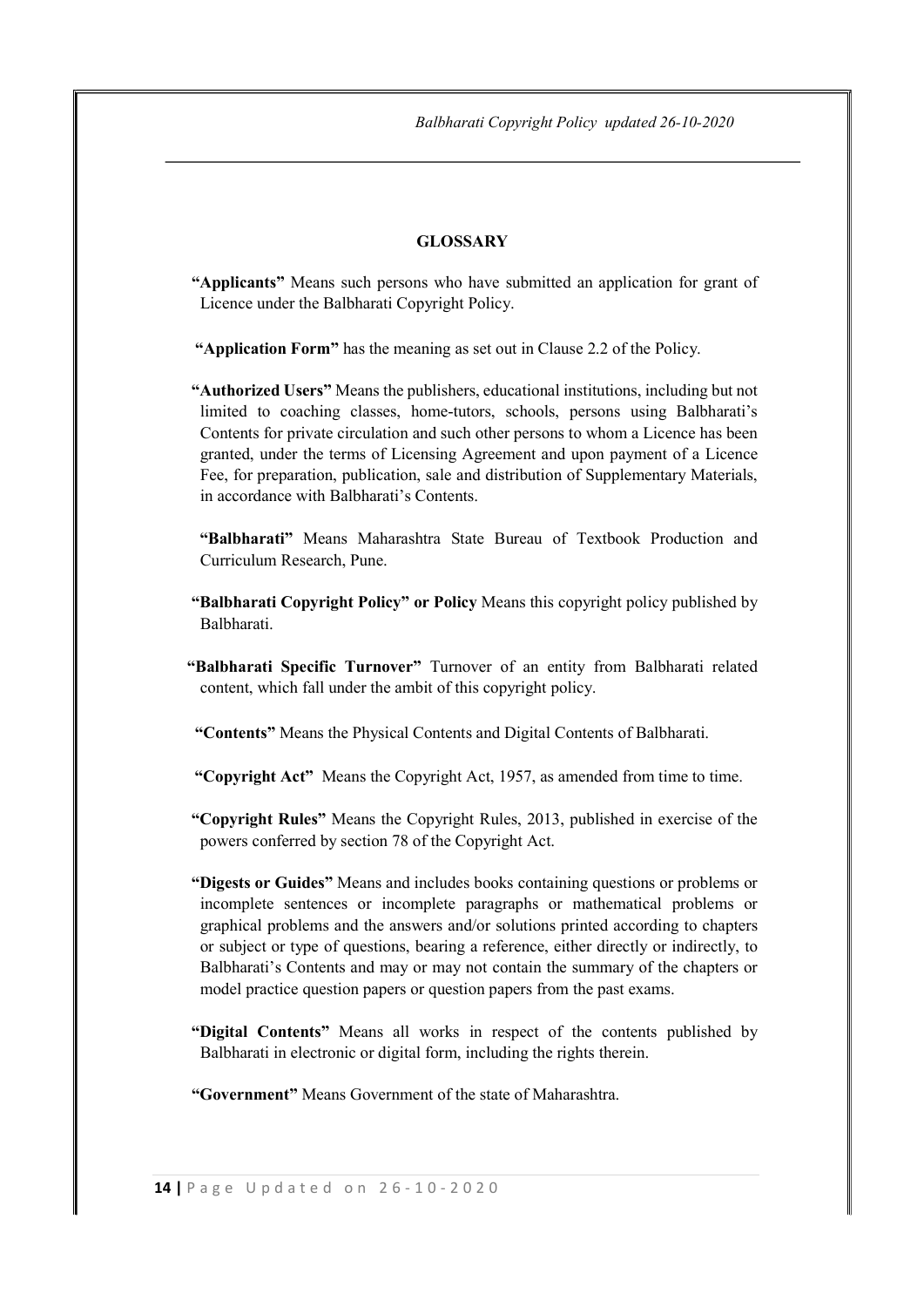## GLOSSARY

**"Applicants"** Means such persons who have submitted an application for grant of Licence under the Balbharati Copyright Policy.

**"Application Form"** has the meaning as set out in Clause 2.2 of the Policy.

**"Authorized Users"** Means the publishers, educational institutions, including but not limited to coaching classes, home-tutors, schools, persons using Balbharati's Contents for private circulation and such other persons to whom a Licence has been granted, under the terms of Licensing Agreement and upon payment of a Licence Fee, for preparation, publication, sale and distribution of Supplementary Materials, in accordance with Balbharati's Contents.

**"Balbharati"** Means Maharashtra State Bureau of Textbook Production and Curriculum Research, Pune.

**"Balbharati Copyright Policy" or Policy** Means this copyright policy published by Balbharati.

**"Balbharati Specific Turnover"** Turnover of an entity from Balbharati related content, which fall under the ambit of this copyright policy.

**"Contents"** Means the Physical Contents and Digital Contents of Balbharati.

**"Copyright Act"** Means the Copyright Act, 1957, as amended from time to time.

**"Copyright Rules"** Means the Copyright Rules, 2013, published in exercise of the powers conferred by section 78 of the Copyright Act.

**"Digests or Guides"** Means and includes books containing questions or problems or incomplete sentences or incomplete paragraphs or mathematical problems or graphical problems and the answers and/or solutions printed according to chapters or subject or type of questions, bearing a reference, either directly or indirectly, to Balbharati's Contents and may or may not contain the summary of the chapters or model practice question papers or question papers from the past exams.

**"Digital Contents"** Means all works in respect of the contents published by Balbharati in electronic or digital form, including the rights therein.

**"Government"** Means Government of the state of Maharashtra.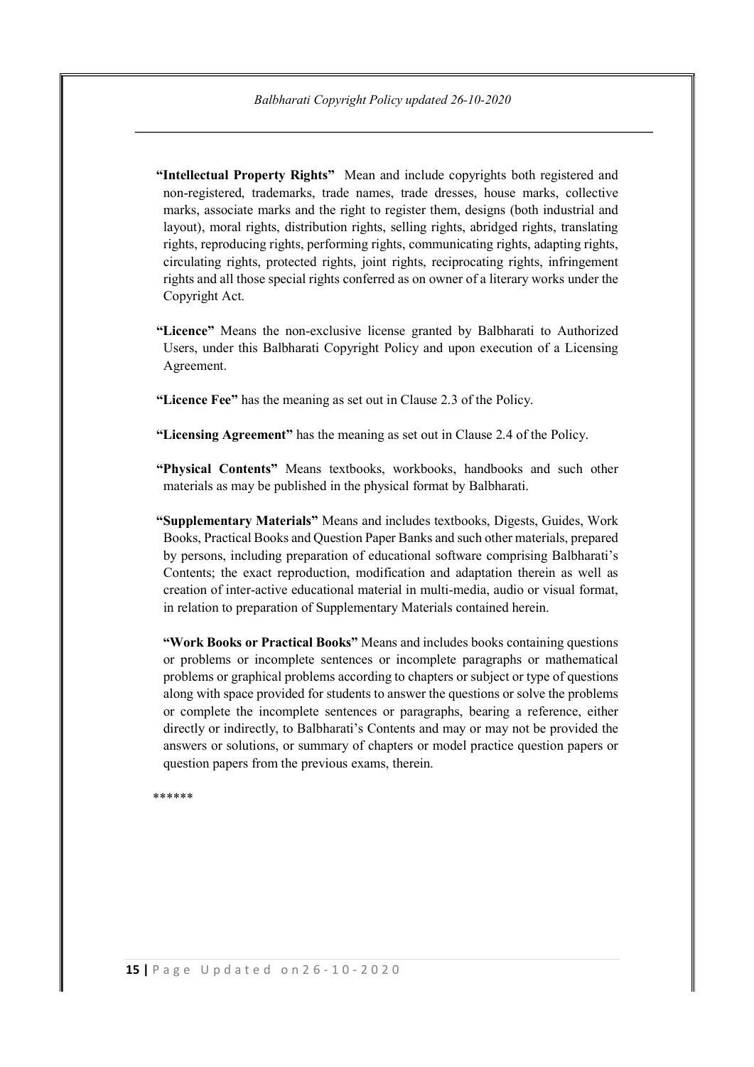**"Intellectual Property Rights"** Mean and include copyrights both registered and non-registered, trademarks, trade names, trade dresses, house marks, collective marks, associate marks and the right to register them, designs (both industrial and layout), moral rights, distribution rights, selling rights, abridged rights, translating rights, reproducing rights, performing rights, communicating rights, adapting rights, circulating rights, protected rights, joint rights, reciprocating rights, infringement rights and all those special rights conferred as on owner of a literary works under the Copyright Act.

**"Licence"** Means the non-exclusive license granted by Balbharati to Authorized Users, under this Balbharati Copyright Policy and upon execution of a Licensing Agreement.

**"Licence Fee"** has the meaning as set out in Clause 2.3 of the Policy.

**"Licensing Agreement"** has the meaning as set out in Clause 2.4 of the Policy.

**"Physical Contents"** Means textbooks, workbooks, handbooks and such other materials as may be published in the physical format by Balbharati.

**"Supplementary Materials"** Means and includes textbooks, Digests, Guides, Work Books, Practical Books and Question Paper Banks and such other materials, prepared by persons, including preparation of educational software comprising Balbharati's Contents; the exact reproduction, modification and adaptation therein as well as creation of inter-active educational material in multi-media, audio or visual format, in relation to preparation of Supplementary Materials contained herein.

**"Work Books or Practical Books"** Means and includes books containing questions or problems or incomplete sentences or incomplete paragraphs or mathematical problems or graphical problems according to chapters or subject or type of questions along with space provided for students to answer the questions or solve the problems or complete the incomplete sentences or paragraphs, bearing a reference, either directly or indirectly, to Balbharati's Contents and may or may not be provided the answers or solutions, or summary of chapters or model practice question papers or question papers from the previous exams, therein.

******